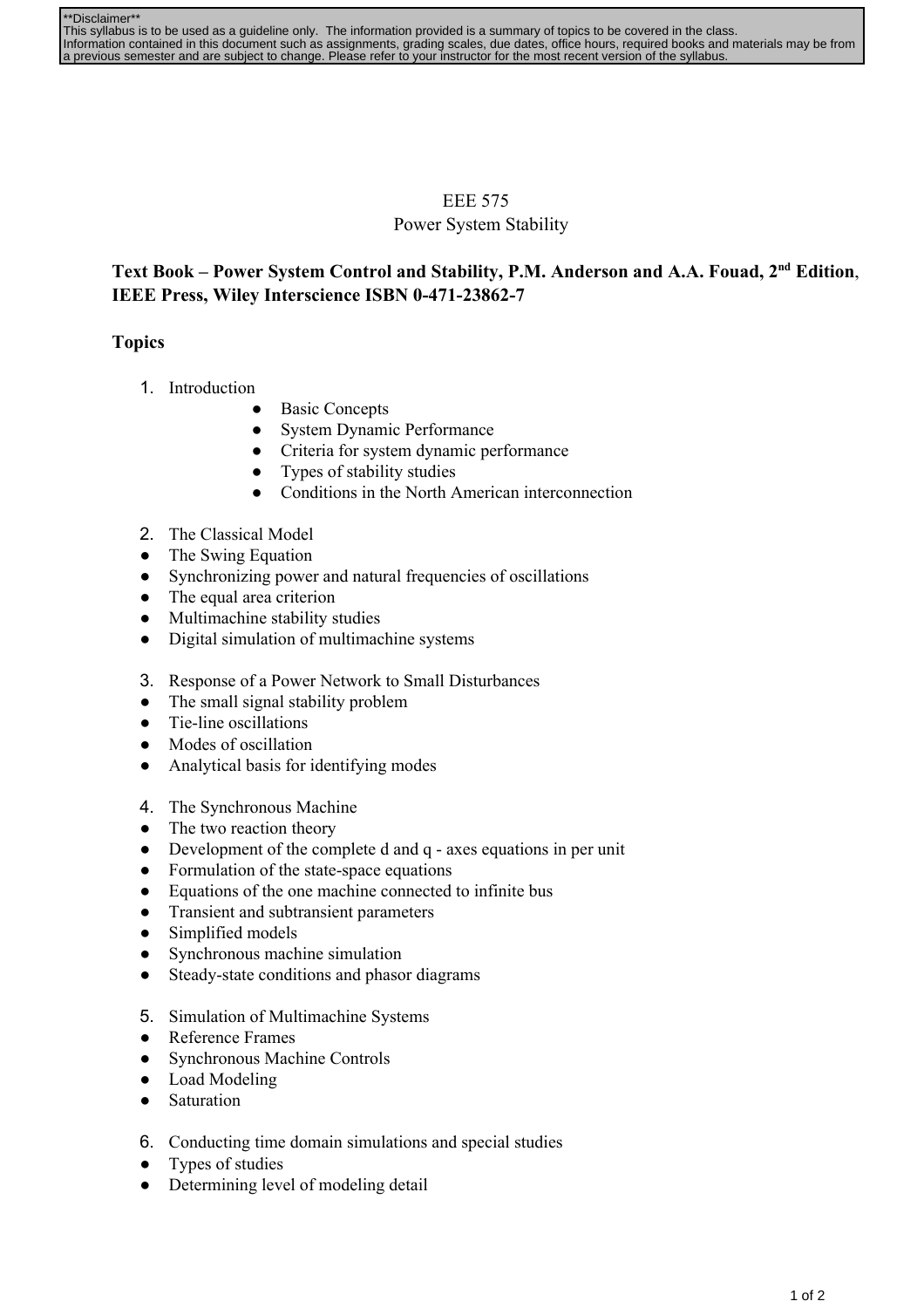**Disclaimer**
This syllabus is to be used as a guideline only. The information provided is a summary of topics to be covered in the class.
Information contained in this document such as assignments, grading scales, due dates, office hours, required books and materials may be from a previous semester and are subject to change. Please refer to your instructor for the most recent version of the syllabus.

# EEE 575
## Power System Stability

**Text Book – Power System Control and Stability, P.M. Anderson and A.A. Fouad, 2nd Edition, IEEE Press, Wiley Interscience ISBN 0-471-23862-7**

**Topics**

1. Introduction
   - Basic Concepts
   - System Dynamic Performance
   - Criteria for system dynamic performance
   - Types of stability studies
   - Conditions in the North American interconnection

2. The Classical Model
   - The Swing Equation
   - Synchronizing power and natural frequencies of oscillations
   - The equal area criterion
   - Multimachine stability studies
   - Digital simulation of multimachine systems

3. Response of a Power Network to Small Disturbances
   - The small signal stability problem
   - Tie-line oscillations
   - Modes of oscillation
   - Analytical basis for identifying modes

4. The Synchronous Machine
   - The two reaction theory
   - Development of the complete d and q - axes equations in per unit
   - Formulation of the state-space equations
   - Equations of the one machine connected to infinite bus
   - Transient and subtransient parameters
   - Simplified models
   - Synchronous machine simulation
   - Steady-state conditions and phasor diagrams

5. Simulation of Multimachine Systems
   - Reference Frames
   - Synchronous Machine Controls
   - Load Modeling
   - Saturation

6. Conducting time domain simulations and special studies
   - Types of studies
   - Determining level of modeling detail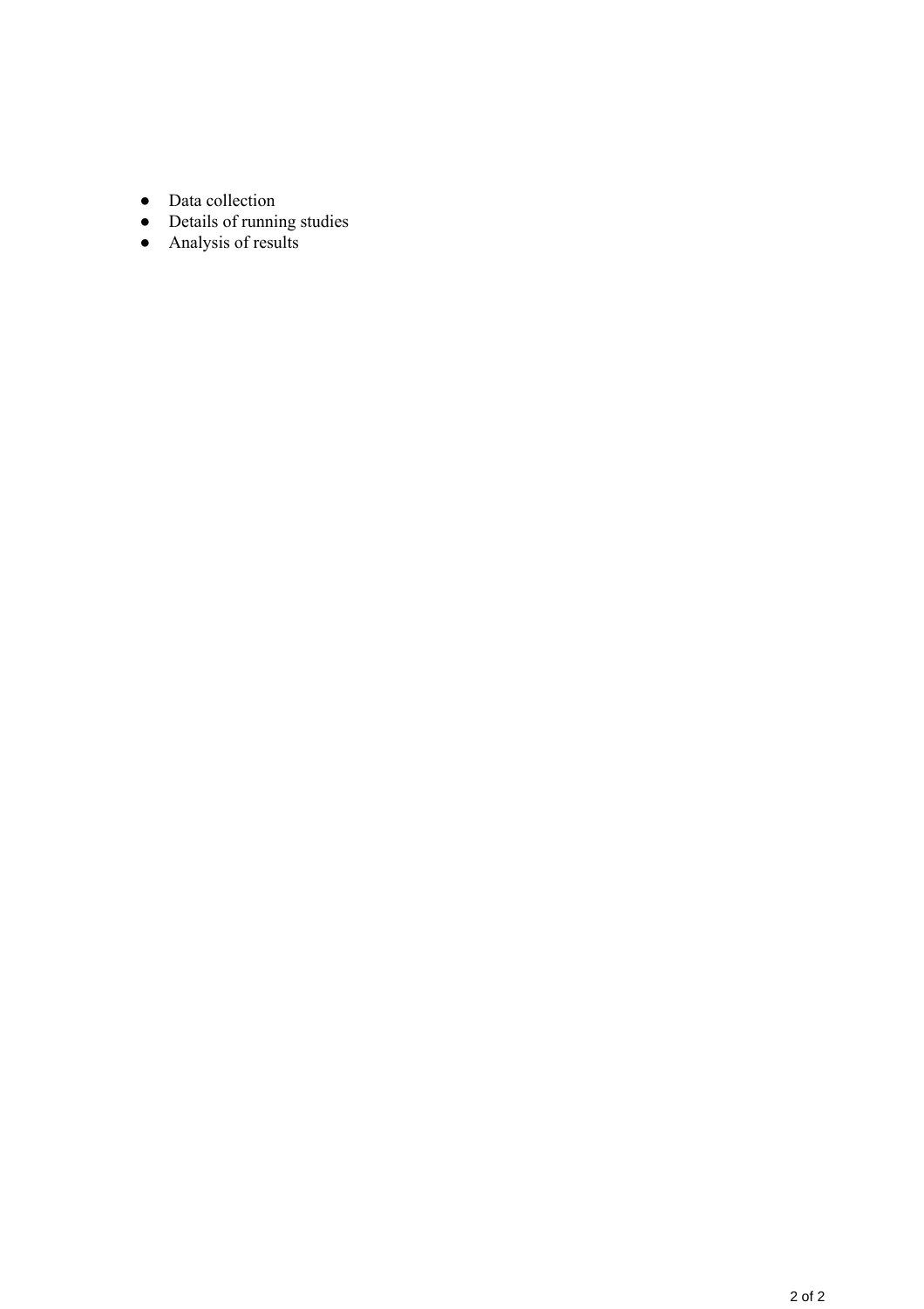- Data collection
- Details of running studies
- Analysis of results